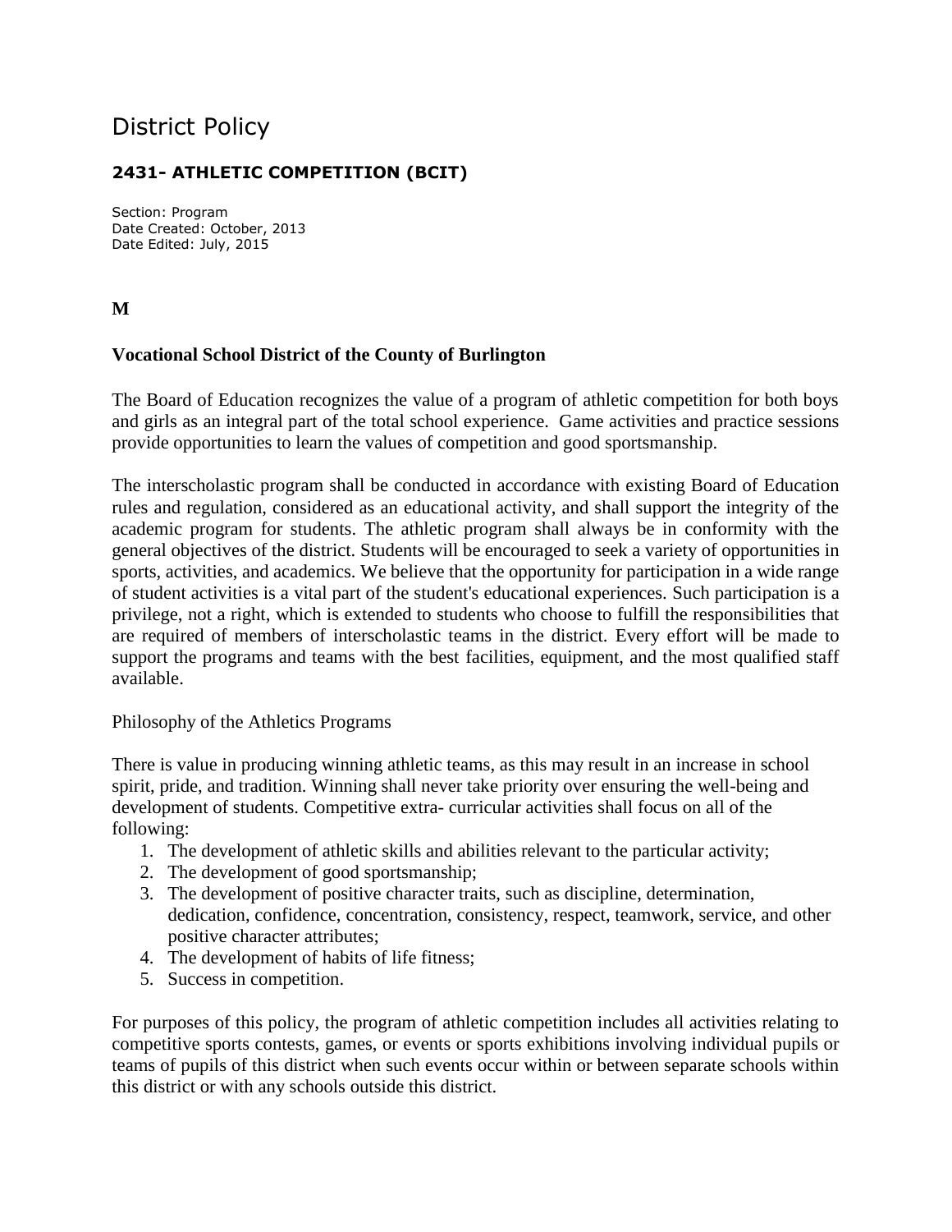# District Policy

## 2431- ATHLETIC COMPETITION (BCIT)

Section: Program
Date Created: October, 2013
Date Edited: July, 2015

**M**

**Vocational School District of the County of Burlington**

The Board of Education recognizes the value of a program of athletic competition for both boys and girls as an integral part of the total school experience. Game activities and practice sessions provide opportunities to learn the values of competition and good sportsmanship.

The interscholastic program shall be conducted in accordance with existing Board of Education rules and regulation, considered as an educational activity, and shall support the integrity of the academic program for students. The athletic program shall always be in conformity with the general objectives of the district. Students will be encouraged to seek a variety of opportunities in sports, activities, and academics. We believe that the opportunity for participation in a wide range of student activities is a vital part of the student's educational experiences. Such participation is a privilege, not a right, which is extended to students who choose to fulfill the responsibilities that are required of members of interscholastic teams in the district. Every effort will be made to support the programs and teams with the best facilities, equipment, and the most qualified staff available.

Philosophy of the Athletics Programs

There is value in producing winning athletic teams, as this may result in an increase in school spirit, pride, and tradition. Winning shall never take priority over ensuring the well-being and development of students. Competitive extra- curricular activities shall focus on all of the following:

1. The development of athletic skills and abilities relevant to the particular activity;
2. The development of good sportsmanship;
3. The development of positive character traits, such as discipline, determination, dedication, confidence, concentration, consistency, respect, teamwork, service, and other positive character attributes;
4. The development of habits of life fitness;
5. Success in competition.

For purposes of this policy, the program of athletic competition includes all activities relating to competitive sports contests, games, or events or sports exhibitions involving individual pupils or teams of pupils of this district when such events occur within or between separate schools within this district or with any schools outside this district.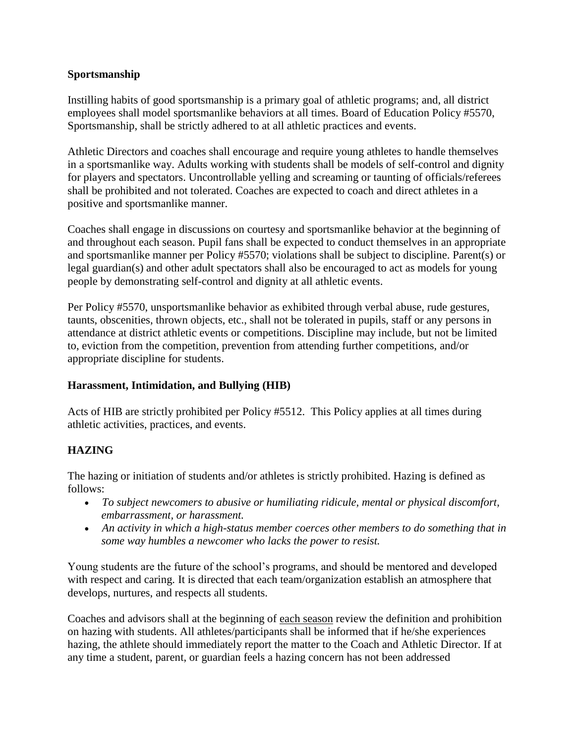**Sportsmanship**

Instilling habits of good sportsmanship is a primary goal of athletic programs; and, all district employees shall model sportsmanlike behaviors at all times. Board of Education Policy #5570, Sportsmanship, shall be strictly adhered to at all athletic practices and events.

Athletic Directors and coaches shall encourage and require young athletes to handle themselves in a sportsmanlike way. Adults working with students shall be models of self-control and dignity for players and spectators. Uncontrollable yelling and screaming or taunting of officials/referees shall be prohibited and not tolerated. Coaches are expected to coach and direct athletes in a positive and sportsmanlike manner.

Coaches shall engage in discussions on courtesy and sportsmanlike behavior at the beginning of and throughout each season. Pupil fans shall be expected to conduct themselves in an appropriate and sportsmanlike manner per Policy #5570; violations shall be subject to discipline. Parent(s) or legal guardian(s) and other adult spectators shall also be encouraged to act as models for young people by demonstrating self-control and dignity at all athletic events.

Per Policy #5570, unsportsmanlike behavior as exhibited through verbal abuse, rude gestures, taunts, obscenities, thrown objects, etc., shall not be tolerated in pupils, staff or any persons in attendance at district athletic events or competitions. Discipline may include, but not be limited to, eviction from the competition, prevention from attending further competitions, and/or appropriate discipline for students.

**Harassment, Intimidation, and Bullying (HIB)**

Acts of HIB are strictly prohibited per Policy #5512. This Policy applies at all times during athletic activities, practices, and events.

**HAZING**

The hazing or initiation of students and/or athletes is strictly prohibited. Hazing is defined as follows:

- *To subject newcomers to abusive or humiliating ridicule, mental or physical discomfort, embarrassment, or harassment.*
- *An activity in which a high-status member coerces other members to do something that in some way humbles a newcomer who lacks the power to resist.*

Young students are the future of the school's programs, and should be mentored and developed with respect and caring. It is directed that each team/organization establish an atmosphere that develops, nurtures, and respects all students.

Coaches and advisors shall at the beginning of each season review the definition and prohibition on hazing with students. All athletes/participants shall be informed that if he/she experiences hazing, the athlete should immediately report the matter to the Coach and Athletic Director. If at any time a student, parent, or guardian feels a hazing concern has not been addressed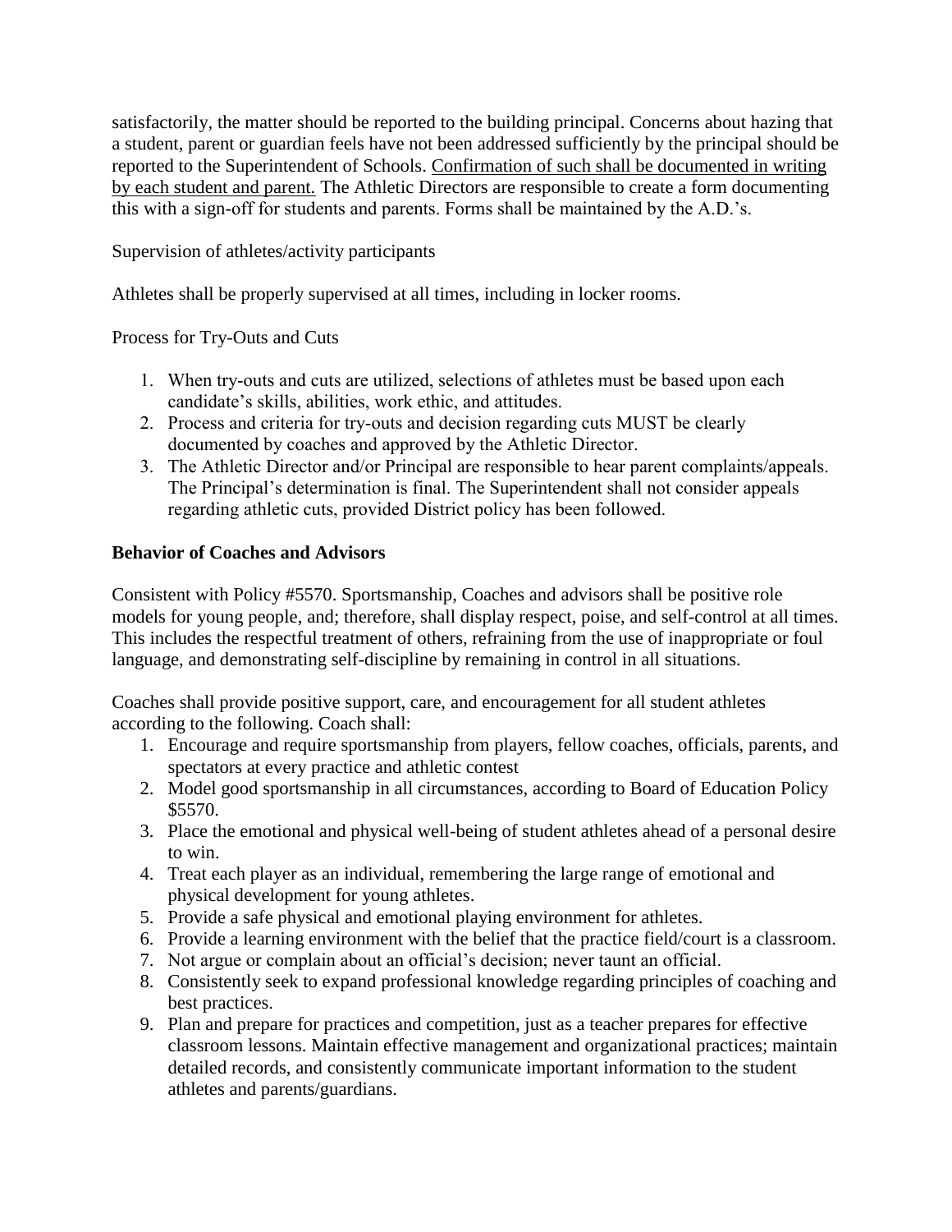satisfactorily, the matter should be reported to the building principal. Concerns about hazing that a student, parent or guardian feels have not been addressed sufficiently by the principal should be reported to the Superintendent of Schools. <u>Confirmation of such shall be documented in writing by each student and parent.</u> The Athletic Directors are responsible to create a form documenting this with a sign-off for students and parents. Forms shall be maintained by the A.D.'s.

Supervision of athletes/activity participants

Athletes shall be properly supervised at all times, including in locker rooms.

Process for Try-Outs and Cuts

1. When try-outs and cuts are utilized, selections of athletes must be based upon each candidate's skills, abilities, work ethic, and attitudes.
2. Process and criteria for try-outs and decision regarding cuts MUST be clearly documented by coaches and approved by the Athletic Director.
3. The Athletic Director and/or Principal are responsible to hear parent complaints/appeals. The Principal's determination is final. The Superintendent shall not consider appeals regarding athletic cuts, provided District policy has been followed.

**Behavior of Coaches and Advisors**

Consistent with Policy #5570. Sportsmanship, Coaches and advisors shall be positive role models for young people, and; therefore, shall display respect, poise, and self-control at all times. This includes the respectful treatment of others, refraining from the use of inappropriate or foul language, and demonstrating self-discipline by remaining in control in all situations.

Coaches shall provide positive support, care, and encouragement for all student athletes according to the following. Coach shall:

1. Encourage and require sportsmanship from players, fellow coaches, officials, parents, and spectators at every practice and athletic contest
2. Model good sportsmanship in all circumstances, according to Board of Education Policy $5570.
3. Place the emotional and physical well-being of student athletes ahead of a personal desire to win.
4. Treat each player as an individual, remembering the large range of emotional and physical development for young athletes.
5. Provide a safe physical and emotional playing environment for athletes.
6. Provide a learning environment with the belief that the practice field/court is a classroom.
7. Not argue or complain about an official's decision; never taunt an official.
8. Consistently seek to expand professional knowledge regarding principles of coaching and best practices.
9. Plan and prepare for practices and competition, just as a teacher prepares for effective classroom lessons. Maintain effective management and organizational practices; maintain detailed records, and consistently communicate important information to the student athletes and parents/guardians.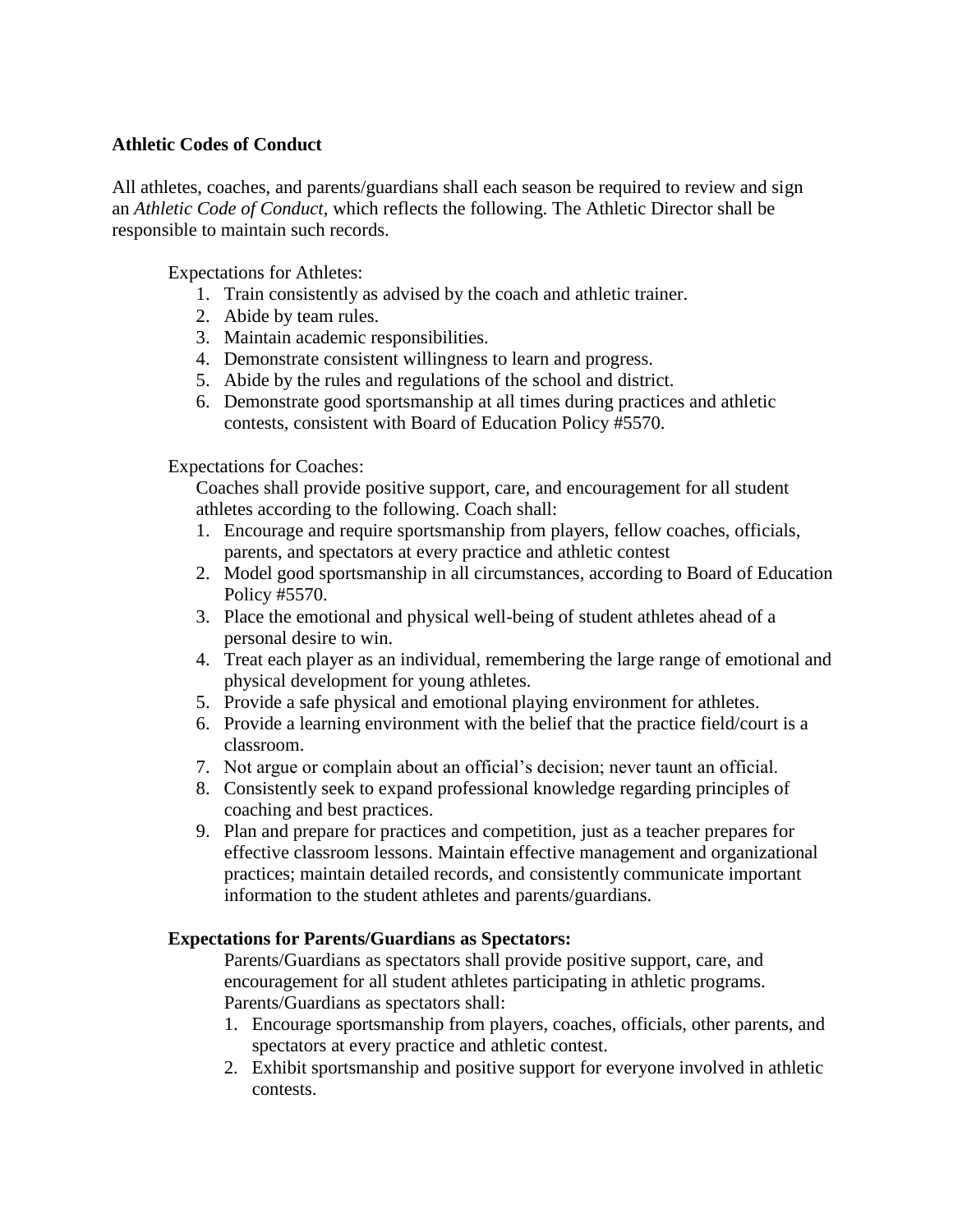**Athletic Codes of Conduct**

All athletes, coaches, and parents/guardians shall each season be required to review and sign an *Athletic Code of Conduct*, which reflects the following. The Athletic Director shall be responsible to maintain such records.

Expectations for Athletes:

1. Train consistently as advised by the coach and athletic trainer.
2. Abide by team rules.
3. Maintain academic responsibilities.
4. Demonstrate consistent willingness to learn and progress.
5. Abide by the rules and regulations of the school and district.
6. Demonstrate good sportsmanship at all times during practices and athletic contests, consistent with Board of Education Policy #5570.

Expectations for Coaches:

Coaches shall provide positive support, care, and encouragement for all student athletes according to the following. Coach shall:

1. Encourage and require sportsmanship from players, fellow coaches, officials, parents, and spectators at every practice and athletic contest
2. Model good sportsmanship in all circumstances, according to Board of Education Policy #5570.
3. Place the emotional and physical well-being of student athletes ahead of a personal desire to win.
4. Treat each player as an individual, remembering the large range of emotional and physical development for young athletes.
5. Provide a safe physical and emotional playing environment for athletes.
6. Provide a learning environment with the belief that the practice field/court is a classroom.
7. Not argue or complain about an official's decision; never taunt an official.
8. Consistently seek to expand professional knowledge regarding principles of coaching and best practices.
9. Plan and prepare for practices and competition, just as a teacher prepares for effective classroom lessons. Maintain effective management and organizational practices; maintain detailed records, and consistently communicate important information to the student athletes and parents/guardians.

**Expectations for Parents/Guardians as Spectators:**

Parents/Guardians as spectators shall provide positive support, care, and encouragement for all student athletes participating in athletic programs. Parents/Guardians as spectators shall:

1. Encourage sportsmanship from players, coaches, officials, other parents, and spectators at every practice and athletic contest.
2. Exhibit sportsmanship and positive support for everyone involved in athletic contests.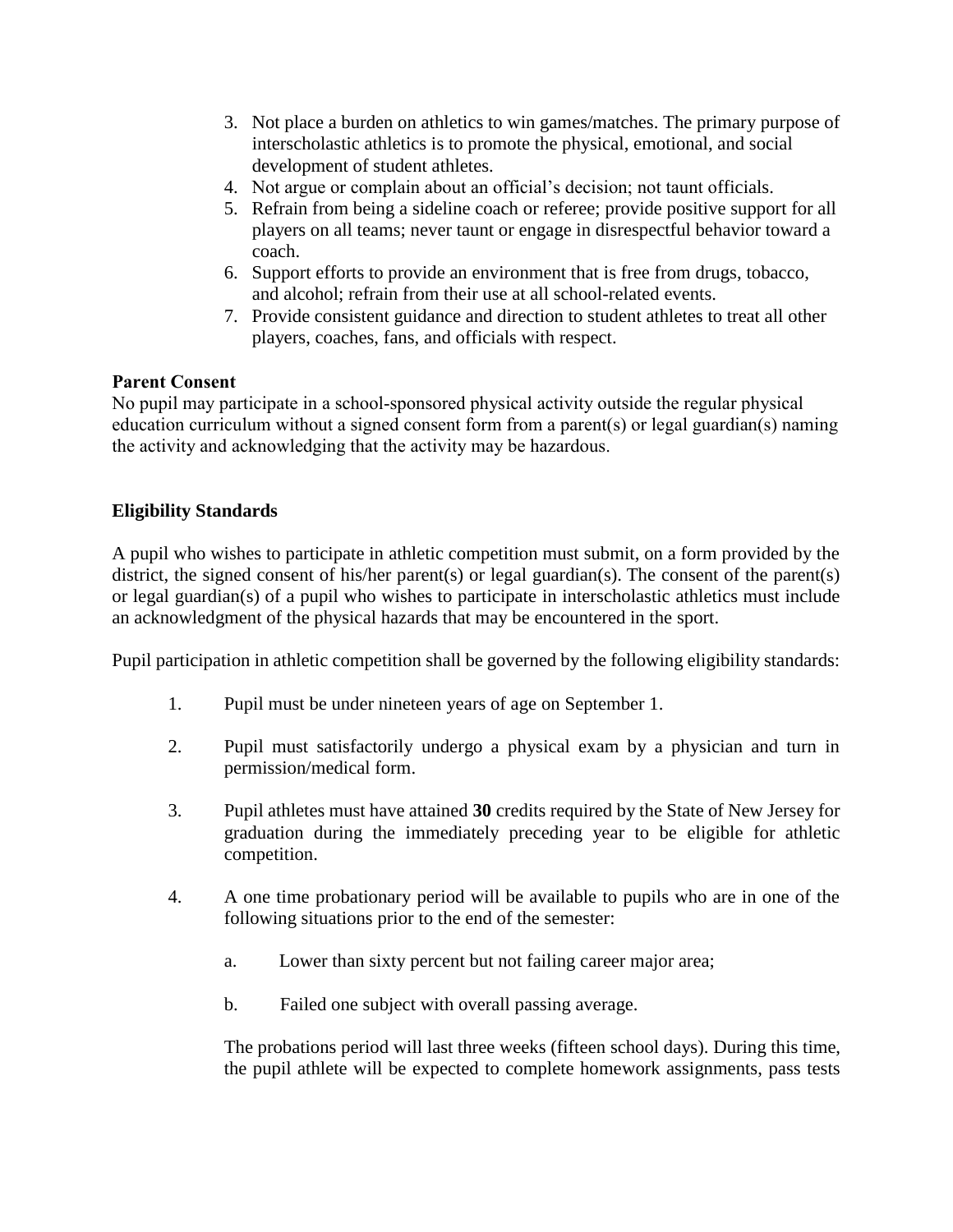3. Not place a burden on athletics to win games/matches. The primary purpose of interscholastic athletics is to promote the physical, emotional, and social development of student athletes.
4. Not argue or complain about an official's decision; not taunt officials.
5. Refrain from being a sideline coach or referee; provide positive support for all players on all teams; never taunt or engage in disrespectful behavior toward a coach.
6. Support efforts to provide an environment that is free from drugs, tobacco, and alcohol; refrain from their use at all school-related events.
7. Provide consistent guidance and direction to student athletes to treat all other players, coaches, fans, and officials with respect.

**Parent Consent**

No pupil may participate in a school-sponsored physical activity outside the regular physical education curriculum without a signed consent form from a parent(s) or legal guardian(s) naming the activity and acknowledging that the activity may be hazardous.

**Eligibility Standards**

A pupil who wishes to participate in athletic competition must submit, on a form provided by the district, the signed consent of his/her parent(s) or legal guardian(s). The consent of the parent(s) or legal guardian(s) of a pupil who wishes to participate in interscholastic athletics must include an acknowledgment of the physical hazards that may be encountered in the sport.

Pupil participation in athletic competition shall be governed by the following eligibility standards:

1. Pupil must be under nineteen years of age on September 1.

2. Pupil must satisfactorily undergo a physical exam by a physician and turn in permission/medical form.

3. Pupil athletes must have attained **30** credits required by the State of New Jersey for graduation during the immediately preceding year to be eligible for athletic competition.

4. A one time probationary period will be available to pupils who are in one of the following situations prior to the end of the semester:

   a. Lower than sixty percent but not failing career major area;

   b. Failed one subject with overall passing average.

   The probations period will last three weeks (fifteen school days). During this time, the pupil athlete will be expected to complete homework assignments, pass tests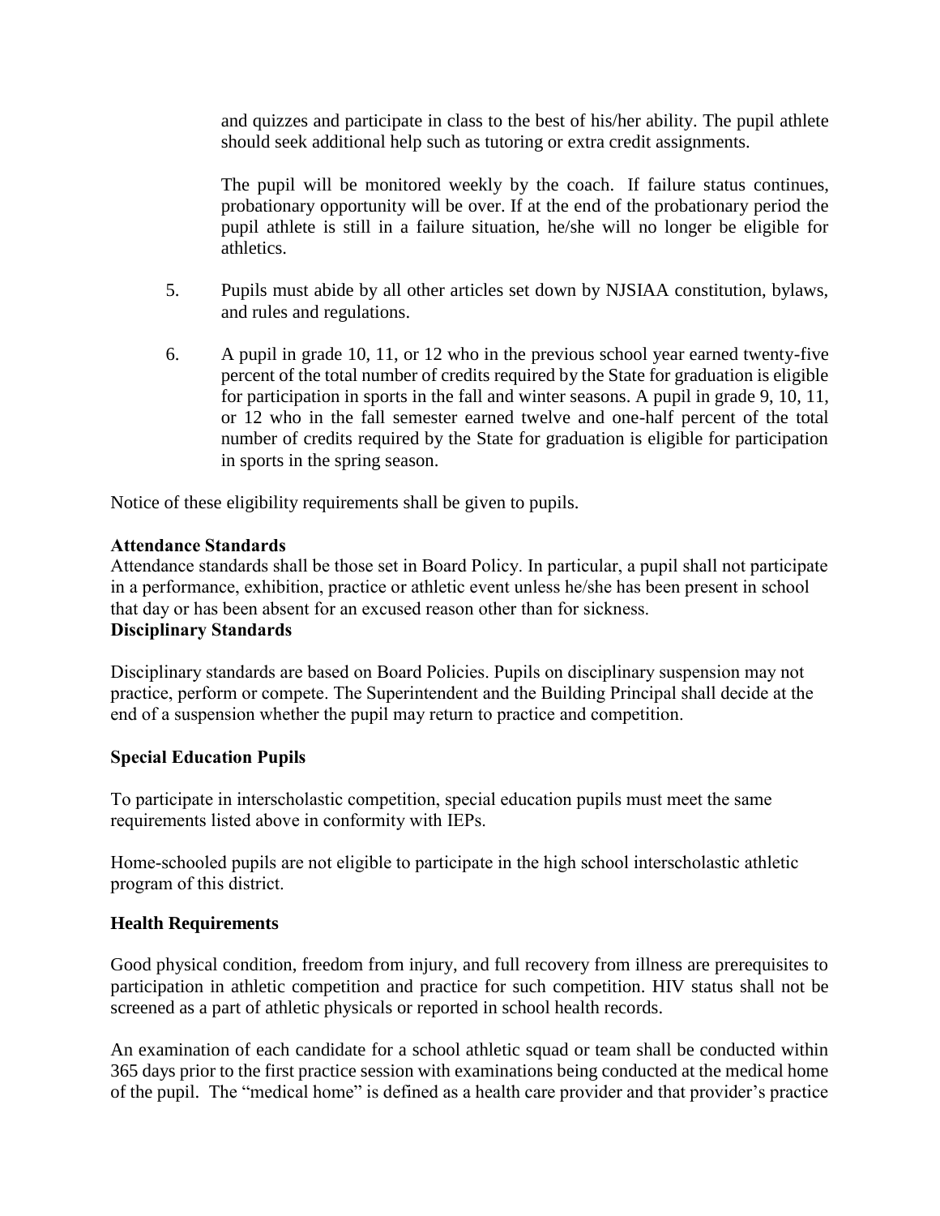and quizzes and participate in class to the best of his/her ability. The pupil athlete should seek additional help such as tutoring or extra credit assignments.

The pupil will be monitored weekly by the coach. If failure status continues, probationary opportunity will be over. If at the end of the probationary period the pupil athlete is still in a failure situation, he/she will no longer be eligible for athletics.

5. Pupils must abide by all other articles set down by NJSIAA constitution, bylaws, and rules and regulations.

6. A pupil in grade 10, 11, or 12 who in the previous school year earned twenty-five percent of the total number of credits required by the State for graduation is eligible for participation in sports in the fall and winter seasons. A pupil in grade 9, 10, 11, or 12 who in the fall semester earned twelve and one-half percent of the total number of credits required by the State for graduation is eligible for participation in sports in the spring season.

Notice of these eligibility requirements shall be given to pupils.

**Attendance Standards**

Attendance standards shall be those set in Board Policy. In particular, a pupil shall not participate in a performance, exhibition, practice or athletic event unless he/she has been present in school that day or has been absent for an excused reason other than for sickness.

**Disciplinary Standards**

Disciplinary standards are based on Board Policies. Pupils on disciplinary suspension may not practice, perform or compete. The Superintendent and the Building Principal shall decide at the end of a suspension whether the pupil may return to practice and competition.

**Special Education Pupils**

To participate in interscholastic competition, special education pupils must meet the same requirements listed above in conformity with IEPs.

Home-schooled pupils are not eligible to participate in the high school interscholastic athletic program of this district.

**Health Requirements**

Good physical condition, freedom from injury, and full recovery from illness are prerequisites to participation in athletic competition and practice for such competition. HIV status shall not be screened as a part of athletic physicals or reported in school health records.

An examination of each candidate for a school athletic squad or team shall be conducted within 365 days prior to the first practice session with examinations being conducted at the medical home of the pupil. The "medical home" is defined as a health care provider and that provider's practice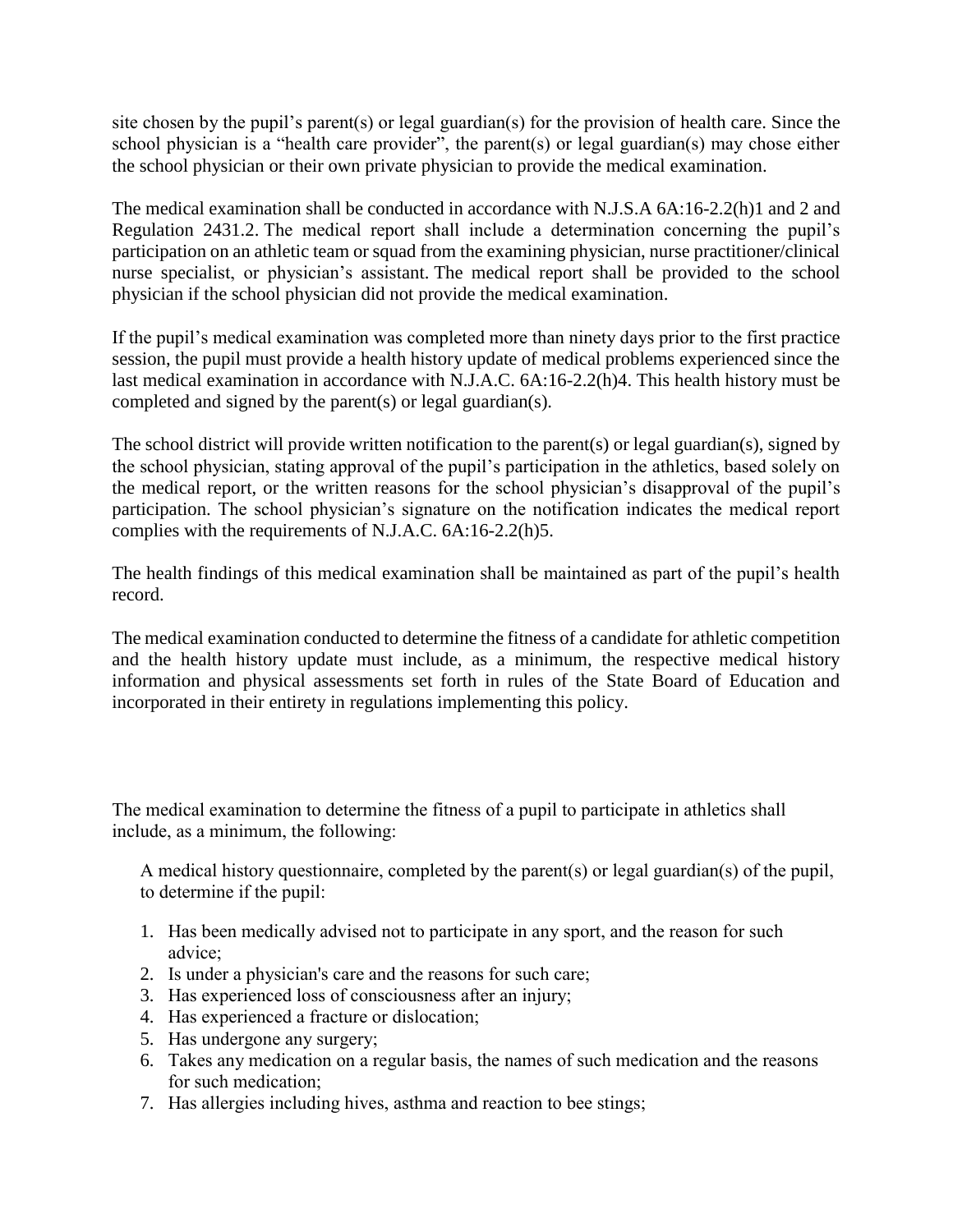site chosen by the pupil's parent(s) or legal guardian(s) for the provision of health care. Since the school physician is a "health care provider", the parent(s) or legal guardian(s) may chose either the school physician or their own private physician to provide the medical examination.

The medical examination shall be conducted in accordance with N.J.S.A 6A:16-2.2(h)1 and 2 and Regulation 2431.2. The medical report shall include a determination concerning the pupil's participation on an athletic team or squad from the examining physician, nurse practitioner/clinical nurse specialist, or physician's assistant. The medical report shall be provided to the school physician if the school physician did not provide the medical examination.

If the pupil's medical examination was completed more than ninety days prior to the first practice session, the pupil must provide a health history update of medical problems experienced since the last medical examination in accordance with N.J.A.C. 6A:16-2.2(h)4. This health history must be completed and signed by the parent(s) or legal guardian(s).

The school district will provide written notification to the parent(s) or legal guardian(s), signed by the school physician, stating approval of the pupil's participation in the athletics, based solely on the medical report, or the written reasons for the school physician's disapproval of the pupil's participation. The school physician's signature on the notification indicates the medical report complies with the requirements of N.J.A.C. 6A:16-2.2(h)5.

The health findings of this medical examination shall be maintained as part of the pupil's health record.

The medical examination conducted to determine the fitness of a candidate for athletic competition and the health history update must include, as a minimum, the respective medical history information and physical assessments set forth in rules of the State Board of Education and incorporated in their entirety in regulations implementing this policy.

The medical examination to determine the fitness of a pupil to participate in athletics shall include, as a minimum, the following:

A medical history questionnaire, completed by the parent(s) or legal guardian(s) of the pupil, to determine if the pupil:

1. Has been medically advised not to participate in any sport, and the reason for such advice;
2. Is under a physician's care and the reasons for such care;
3. Has experienced loss of consciousness after an injury;
4. Has experienced a fracture or dislocation;
5. Has undergone any surgery;
6. Takes any medication on a regular basis, the names of such medication and the reasons for such medication;
7. Has allergies including hives, asthma and reaction to bee stings;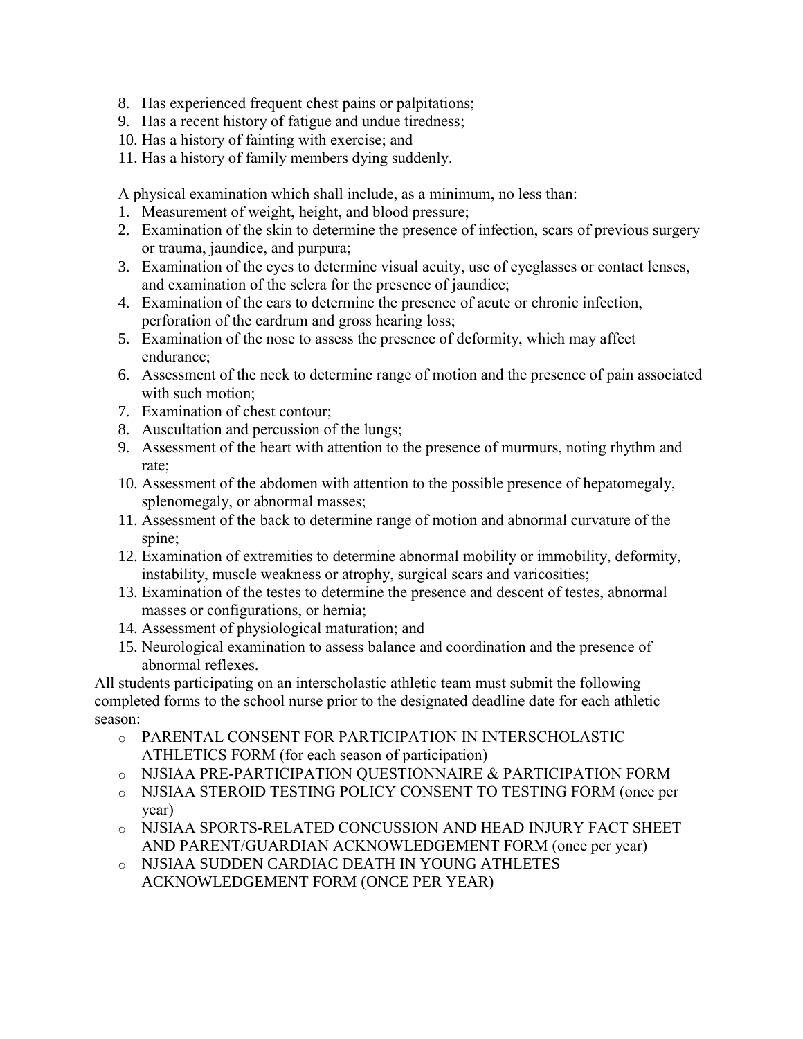8. Has experienced frequent chest pains or palpitations;
9. Has a recent history of fatigue and undue tiredness;
10. Has a history of fainting with exercise; and
11. Has a history of family members dying suddenly.

A physical examination which shall include, as a minimum, no less than:

1. Measurement of weight, height, and blood pressure;
2. Examination of the skin to determine the presence of infection, scars of previous surgery or trauma, jaundice, and purpura;
3. Examination of the eyes to determine visual acuity, use of eyeglasses or contact lenses, and examination of the sclera for the presence of jaundice;
4. Examination of the ears to determine the presence of acute or chronic infection, perforation of the eardrum and gross hearing loss;
5. Examination of the nose to assess the presence of deformity, which may affect endurance;
6. Assessment of the neck to determine range of motion and the presence of pain associated with such motion;
7. Examination of chest contour;
8. Auscultation and percussion of the lungs;
9. Assessment of the heart with attention to the presence of murmurs, noting rhythm and rate;
10. Assessment of the abdomen with attention to the possible presence of hepatomegaly, splenomegaly, or abnormal masses;
11. Assessment of the back to determine range of motion and abnormal curvature of the spine;
12. Examination of extremities to determine abnormal mobility or immobility, deformity, instability, muscle weakness or atrophy, surgical scars and varicosities;
13. Examination of the testes to determine the presence and descent of testes, abnormal masses or configurations, or hernia;
14. Assessment of physiological maturation; and
15. Neurological examination to assess balance and coordination and the presence of abnormal reflexes.

All students participating on an interscholastic athletic team must submit the following completed forms to the school nurse prior to the designated deadline date for each athletic season:

- PARENTAL CONSENT FOR PARTICIPATION IN INTERSCHOLASTIC ATHLETICS FORM (for each season of participation)
- NJSIAA PRE-PARTICIPATION QUESTIONNAIRE & PARTICIPATION FORM
- NJSIAA STEROID TESTING POLICY CONSENT TO TESTING FORM (once per year)
- NJSIAA SPORTS-RELATED CONCUSSION AND HEAD INJURY FACT SHEET AND PARENT/GUARDIAN ACKNOWLEDGEMENT FORM (once per year)
- NJSIAA SUDDEN CARDIAC DEATH IN YOUNG ATHLETES ACKNOWLEDGEMENT FORM (ONCE PER YEAR)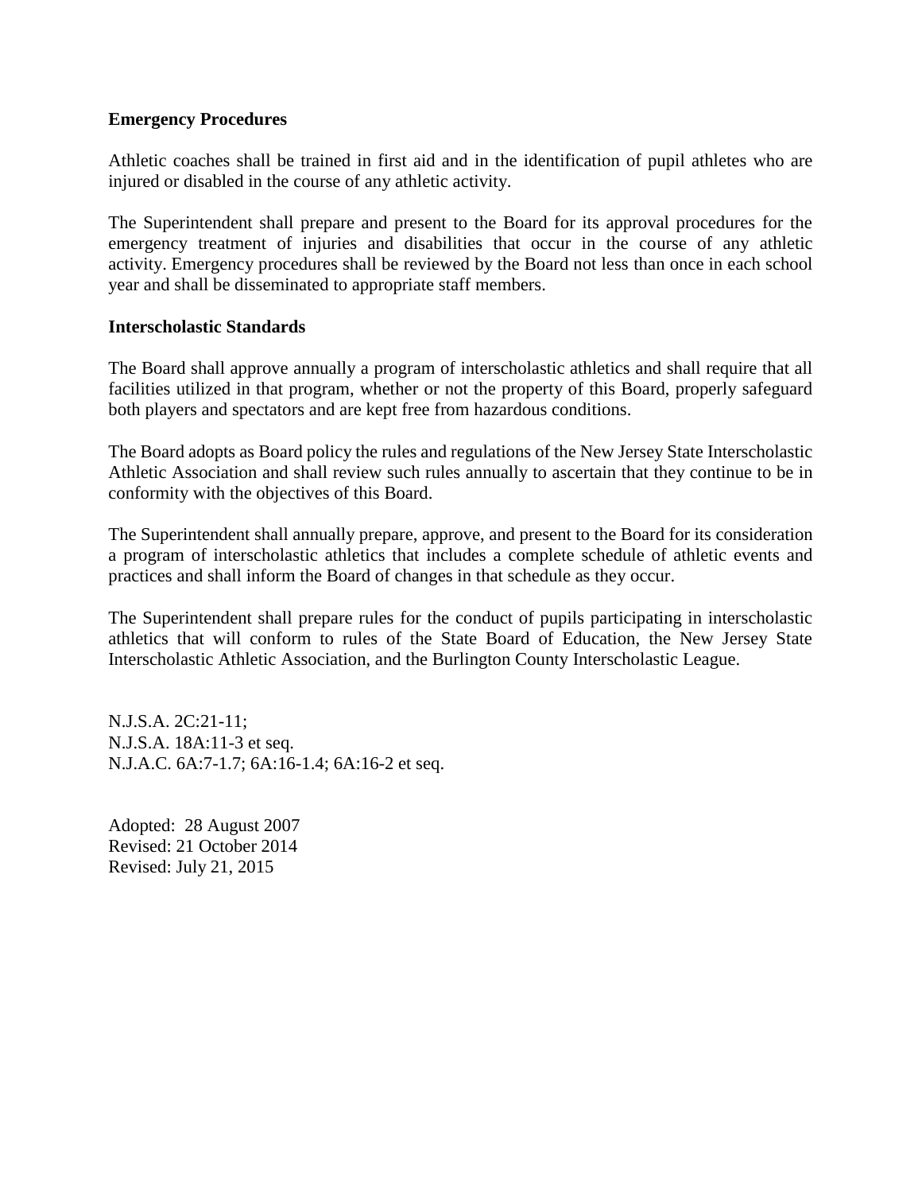**Emergency Procedures**

Athletic coaches shall be trained in first aid and in the identification of pupil athletes who are injured or disabled in the course of any athletic activity.

The Superintendent shall prepare and present to the Board for its approval procedures for the emergency treatment of injuries and disabilities that occur in the course of any athletic activity. Emergency procedures shall be reviewed by the Board not less than once in each school year and shall be disseminated to appropriate staff members.

**Interscholastic Standards**

The Board shall approve annually a program of interscholastic athletics and shall require that all facilities utilized in that program, whether or not the property of this Board, properly safeguard both players and spectators and are kept free from hazardous conditions.

The Board adopts as Board policy the rules and regulations of the New Jersey State Interscholastic Athletic Association and shall review such rules annually to ascertain that they continue to be in conformity with the objectives of this Board.

The Superintendent shall annually prepare, approve, and present to the Board for its consideration a program of interscholastic athletics that includes a complete schedule of athletic events and practices and shall inform the Board of changes in that schedule as they occur.

The Superintendent shall prepare rules for the conduct of pupils participating in interscholastic athletics that will conform to rules of the State Board of Education, the New Jersey State Interscholastic Athletic Association, and the Burlington County Interscholastic League.

N.J.S.A. 2C:21-11;
N.J.S.A. 18A:11-3 et seq.
N.J.A.C. 6A:7-1.7; 6A:16-1.4; 6A:16-2 et seq.

Adopted: 28 August 2007
Revised: 21 October 2014
Revised: July 21, 2015